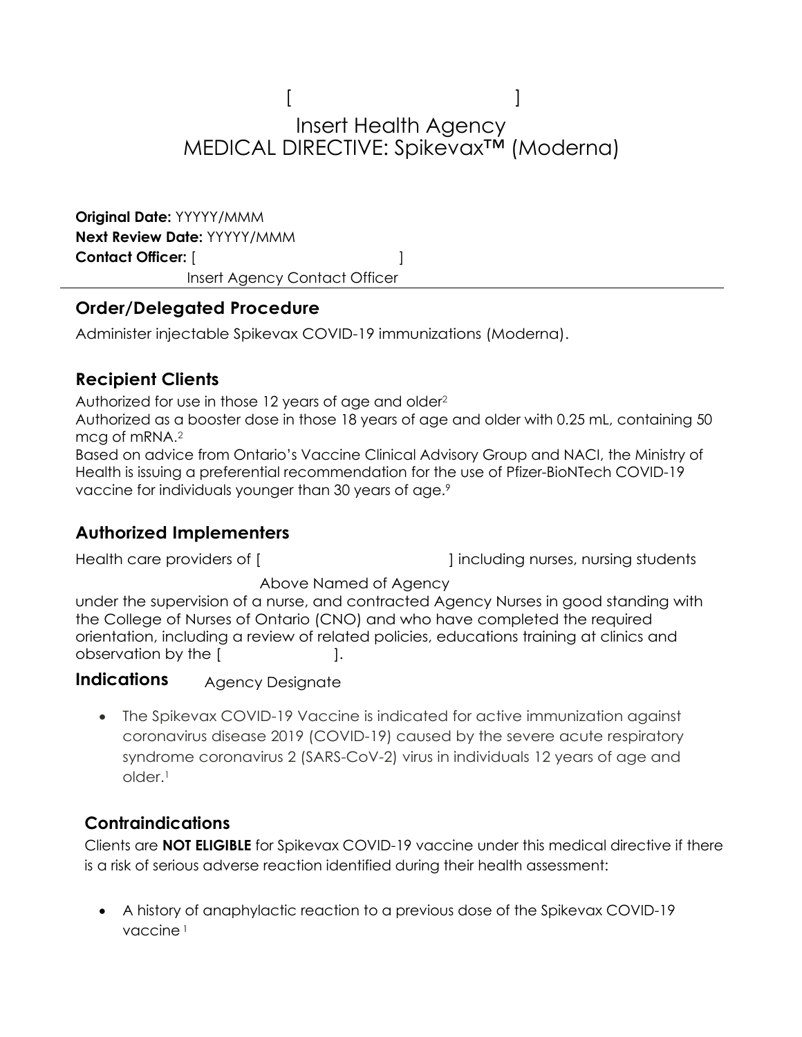# [ ]

# Insert Health Agency

# MEDICAL DIRECTIVE: Spikevax™ (Moderna)

**Original Date:** YYYYY/MMM
**Next Review Date:** YYYYY/MMM
**Contact Officer:** [ ]
Insert Agency Contact Officer

## Order/Delegated Procedure

Administer injectable Spikevax COVID-19 immunizations (Moderna).

## Recipient Clients

Authorized for use in those 12 years of age and older[2]
Authorized as a booster dose in those 18 years of age and older with 0.25 mL, containing 50 mcg of mRNA.[2]
Based on advice from Ontario's Vaccine Clinical Advisory Group and NACI, the Ministry of Health is issuing a preferential recommendation for the use of Pfizer-BioNTech COVID-19 vaccine for individuals younger than 30 years of age.[9]

## Authorized Implementers

Health care providers of [ Above Named of Agency ] including nurses, nursing students under the supervision of a nurse, and contracted Agency Nurses in good standing with the College of Nurses of Ontario (CNO) and who have completed the required orientation, including a review of related policies, educations training at clinics and observation by the [ Agency Designate ].

## Indications

- The Spikevax COVID-19 Vaccine is indicated for active immunization against coronavirus disease 2019 (COVID-19) caused by the severe acute respiratory syndrome coronavirus 2 (SARS-CoV-2) virus in individuals 12 years of age and older.[1]

## Contraindications

Clients are **NOT ELIGIBLE** for Spikevax COVID-19 vaccine under this medical directive if there is a risk of serious adverse reaction identified during their health assessment:

- A history of anaphylactic reaction to a previous dose of the Spikevax COVID-19 vaccine[1]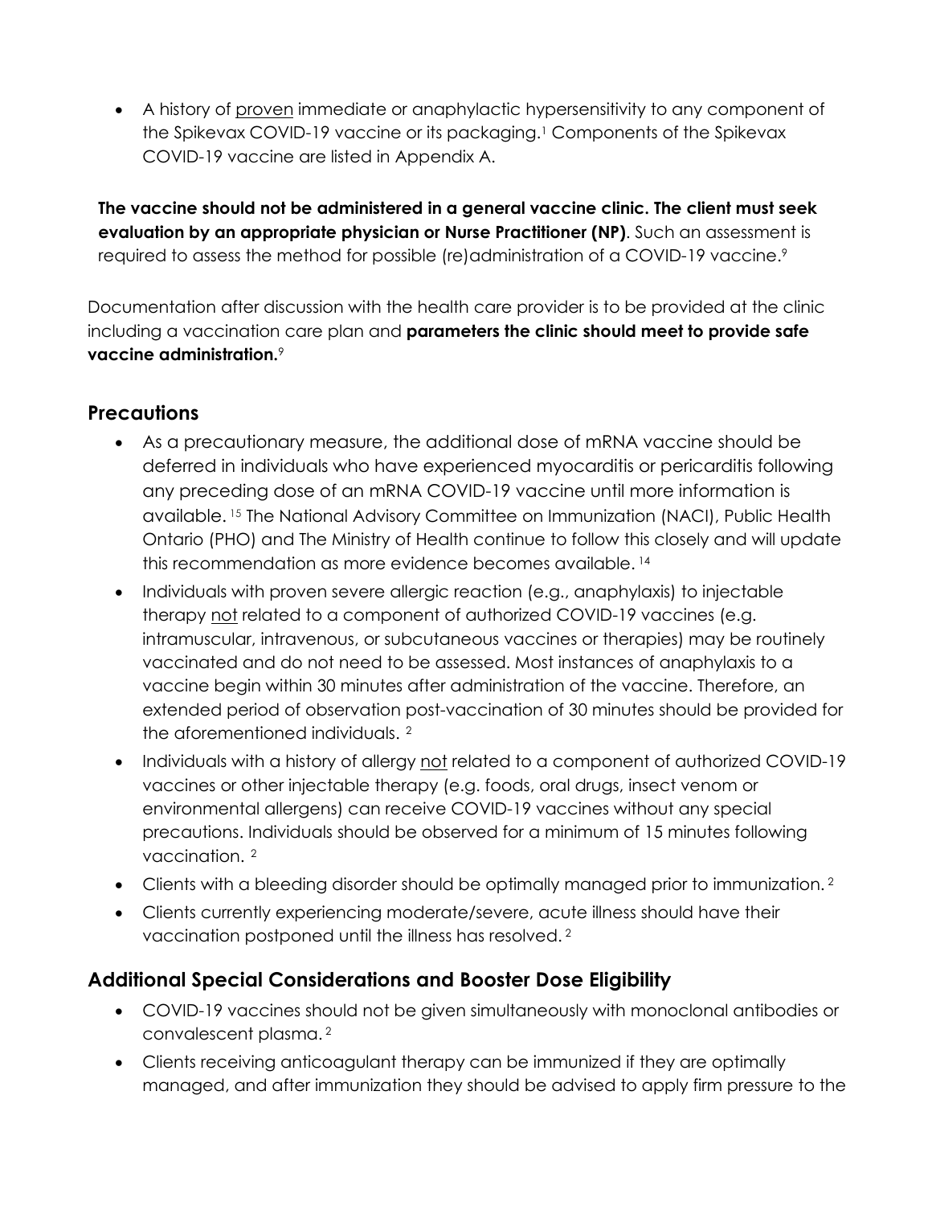- A history of proven immediate or anaphylactic hypersensitivity to any component of the Spikevax COVID-19 vaccine or its packaging.[1] Components of the Spikevax COVID-19 vaccine are listed in Appendix A.

**The vaccine should not be administered in a general vaccine clinic. The client must seek evaluation by an appropriate physician or Nurse Practitioner (NP)**. Such an assessment is required to assess the method for possible (re)administration of a COVID-19 vaccine.[9]

Documentation after discussion with the health care provider is to be provided at the clinic including a vaccination care plan and **parameters the clinic should meet to provide safe vaccine administration.**[9]

## Precautions

- As a precautionary measure, the additional dose of mRNA vaccine should be deferred in individuals who have experienced myocarditis or pericarditis following any preceding dose of an mRNA COVID-19 vaccine until more information is available. [15] The National Advisory Committee on Immunization (NACI), Public Health Ontario (PHO) and The Ministry of Health continue to follow this closely and will update this recommendation as more evidence becomes available. [14]
- Individuals with proven severe allergic reaction (e.g., anaphylaxis) to injectable therapy not related to a component of authorized COVID-19 vaccines (e.g. intramuscular, intravenous, or subcutaneous vaccines or therapies) may be routinely vaccinated and do not need to be assessed. Most instances of anaphylaxis to a vaccine begin within 30 minutes after administration of the vaccine. Therefore, an extended period of observation post-vaccination of 30 minutes should be provided for the aforementioned individuals. [2]
- Individuals with a history of allergy not related to a component of authorized COVID-19 vaccines or other injectable therapy (e.g. foods, oral drugs, insect venom or environmental allergens) can receive COVID-19 vaccines without any special precautions. Individuals should be observed for a minimum of 15 minutes following vaccination. [2]
- Clients with a bleeding disorder should be optimally managed prior to immunization. [2]
- Clients currently experiencing moderate/severe, acute illness should have their vaccination postponed until the illness has resolved. [2]

## Additional Special Considerations and Booster Dose Eligibility

- COVID-19 vaccines should not be given simultaneously with monoclonal antibodies or convalescent plasma. [2]
- Clients receiving anticoagulant therapy can be immunized if they are optimally managed, and after immunization they should be advised to apply firm pressure to the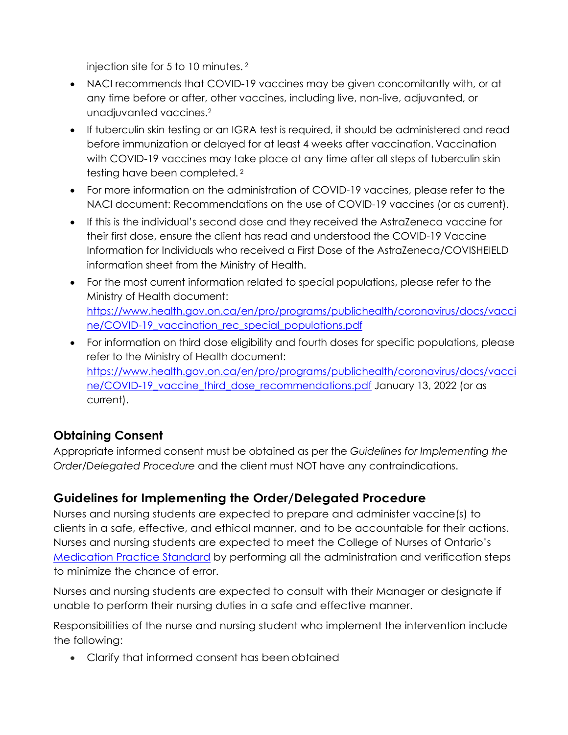injection site for 5 to 10 minutes. [2]

- NACI recommends that COVID-19 vaccines may be given concomitantly with, or at any time before or after, other vaccines, including live, non-live, adjuvanted, or unadjuvanted vaccines.[2]
- If tuberculin skin testing or an IGRA test is required, it should be administered and read before immunization or delayed for at least 4 weeks after vaccination. Vaccination with COVID-19 vaccines may take place at any time after all steps of tuberculin skin testing have been completed. [2]
- For more information on the administration of COVID-19 vaccines, please refer to the NACI document: Recommendations on the use of COVID-19 vaccines (or as current).
- If this is the individual's second dose and they received the AstraZeneca vaccine for their first dose, ensure the client has read and understood the COVID-19 Vaccine Information for Individuals who received a First Dose of the AstraZeneca/COVISHEIELD information sheet from the Ministry of Health.
- For the most current information related to special populations, please refer to the Ministry of Health document: [https://www.health.gov.on.ca/en/pro/programs/publichealth/coronavirus/docs/vaccine/COVID-19_vaccination_rec_special_populations.pdf](https://www.health.gov.on.ca/en/pro/programs/publichealth/coronavirus/docs/vaccine/COVID-19_vaccination_rec_special_populations.pdf)
- For information on third dose eligibility and fourth doses for specific populations, please refer to the Ministry of Health document: [https://www.health.gov.on.ca/en/pro/programs/publichealth/coronavirus/docs/vaccine/COVID-19_vaccine_third_dose_recommendations.pdf](https://www.health.gov.on.ca/en/pro/programs/publichealth/coronavirus/docs/vaccine/COVID-19_vaccine_third_dose_recommendations.pdf) January 13, 2022 (or as current).

## Obtaining Consent

Appropriate informed consent must be obtained as per the *Guidelines for Implementing the Order/Delegated Procedure* and the client must NOT have any contraindications.

## Guidelines for Implementing the Order/Delegated Procedure

Nurses and nursing students are expected to prepare and administer vaccine(s) to clients in a safe, effective, and ethical manner, and to be accountable for their actions. Nurses and nursing students are expected to meet the College of Nurses of Ontario's [Medication Practice Standard](#) by performing all the administration and verification steps to minimize the chance of error.

Nurses and nursing students are expected to consult with their Manager or designate if unable to perform their nursing duties in a safe and effective manner.

Responsibilities of the nurse and nursing student who implement the intervention include the following:

- Clarify that informed consent has been obtained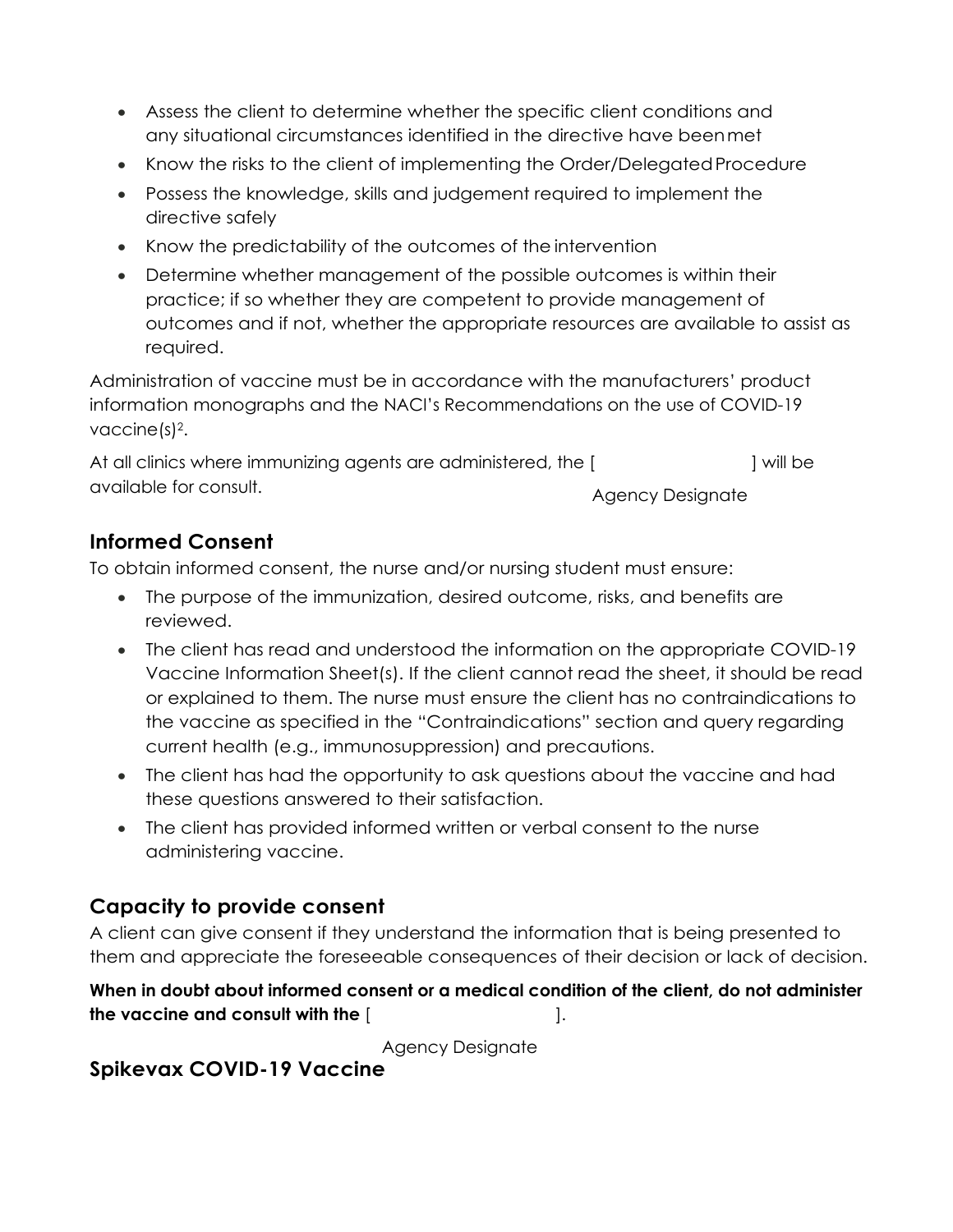- Assess the client to determine whether the specific client conditions and any situational circumstances identified in the directive have been met
- Know the risks to the client of implementing the Order/Delegated Procedure
- Possess the knowledge, skills and judgement required to implement the directive safely
- Know the predictability of the outcomes of the intervention
- Determine whether management of the possible outcomes is within their practice; if so whether they are competent to provide management of outcomes and if not, whether the appropriate resources are available to assist as required.

Administration of vaccine must be in accordance with the manufacturers' product information monographs and the NACI's Recommendations on the use of COVID-19 vaccine(s)[2].

At all clinics where immunizing agents are administered, the [                    ] will be available for consult.
Agency Designate

## Informed Consent

To obtain informed consent, the nurse and/or nursing student must ensure:

- The purpose of the immunization, desired outcome, risks, and benefits are reviewed.
- The client has read and understood the information on the appropriate COVID-19 Vaccine Information Sheet(s). If the client cannot read the sheet, it should be read or explained to them. The nurse must ensure the client has no contraindications to the vaccine as specified in the "Contraindications" section and query regarding current health (e.g., immunosuppression) and precautions.
- The client has had the opportunity to ask questions about the vaccine and had these questions answered to their satisfaction.
- The client has provided informed written or verbal consent to the nurse administering vaccine.

## Capacity to provide consent

A client can give consent if they understand the information that is being presented to them and appreciate the foreseeable consequences of their decision or lack of decision.

**When in doubt about informed consent or a medical condition of the client, do not administer the vaccine and consult with the** [                    ].
Agency Designate

## Spikevax COVID-19 Vaccine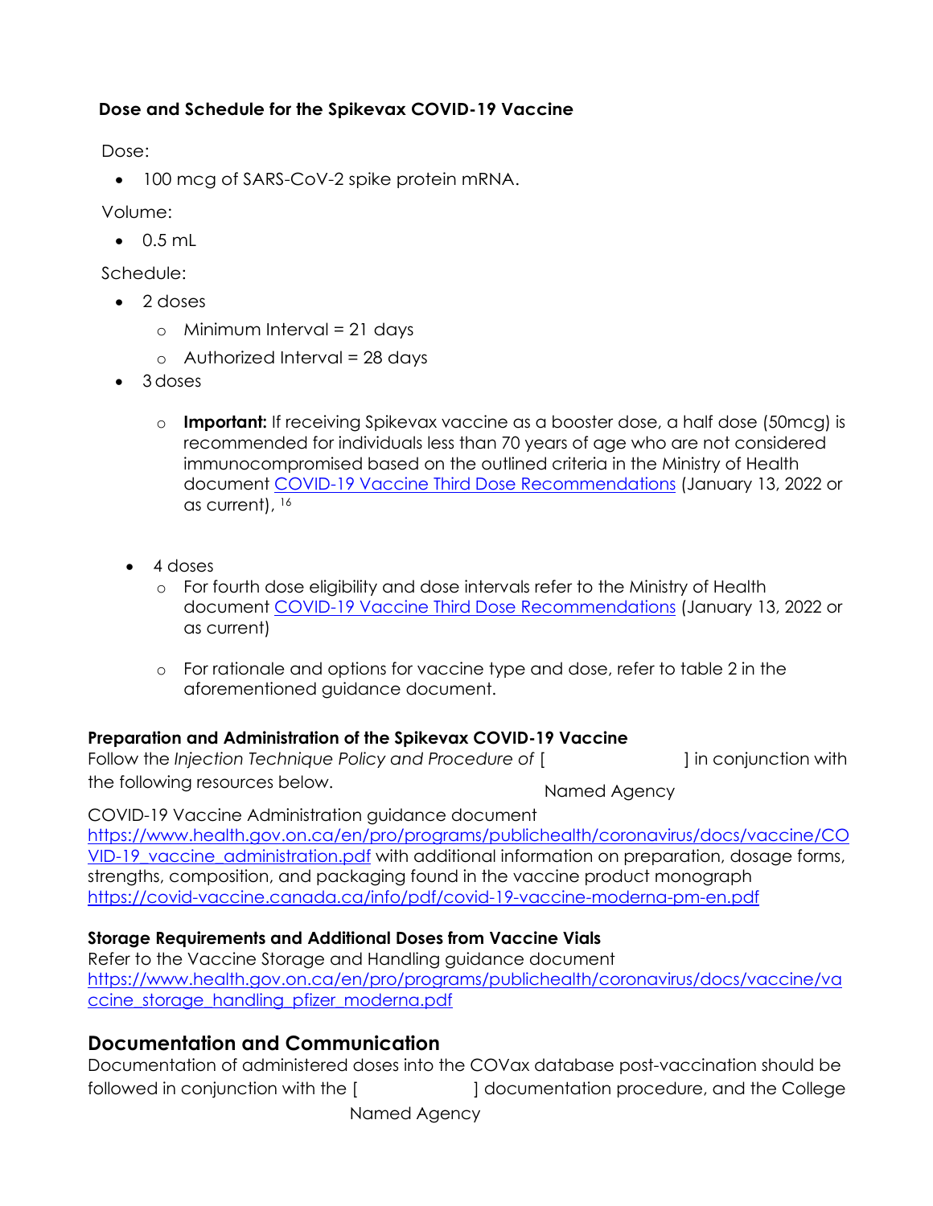**Dose and Schedule for the Spikevax COVID-19 Vaccine**

Dose:

- 100 mcg of SARS-CoV-2 spike protein mRNA.

Volume:

- 0.5 mL

Schedule:

- 2 doses
  - Minimum Interval = 21 days
  - Authorized Interval = 28 days
- 3 doses
  - **Important:** If receiving Spikevax vaccine as a booster dose, a half dose (50mcg) is recommended for individuals less than 70 years of age who are not considered immunocompromised based on the outlined criteria in the Ministry of Health document [COVID-19 Vaccine Third Dose Recommendations](https://www.health.gov.on.ca) (January 13, 2022 or as current), [16]
- 4 doses
  - For fourth dose eligibility and dose intervals refer to the Ministry of Health document [COVID-19 Vaccine Third Dose Recommendations](https://www.health.gov.on.ca) (January 13, 2022 or as current)
  - For rationale and options for vaccine type and dose, refer to table 2 in the aforementioned guidance document.

**Preparation and Administration of the Spikevax COVID-19 Vaccine**

Follow the *Injection Technique Policy and Procedure of* [ Named Agency ] in conjunction with the following resources below.

COVID-19 Vaccine Administration guidance document https://www.health.gov.on.ca/en/pro/programs/publichealth/coronavirus/docs/vaccine/COVID-19_vaccine_administration.pdf with additional information on preparation, dosage forms, strengths, composition, and packaging found in the vaccine product monograph https://covid-vaccine.canada.ca/info/pdf/covid-19-vaccine-moderna-pm-en.pdf

**Storage Requirements and Additional Doses from Vaccine Vials**

Refer to the Vaccine Storage and Handling guidance document https://www.health.gov.on.ca/en/pro/programs/publichealth/coronavirus/docs/vaccine/vaccine_storage_handling_pfizer_moderna.pdf

## Documentation and Communication

Documentation of administered doses into the COVax database post-vaccination should be followed in conjunction with the [ Named Agency ] documentation procedure, and the College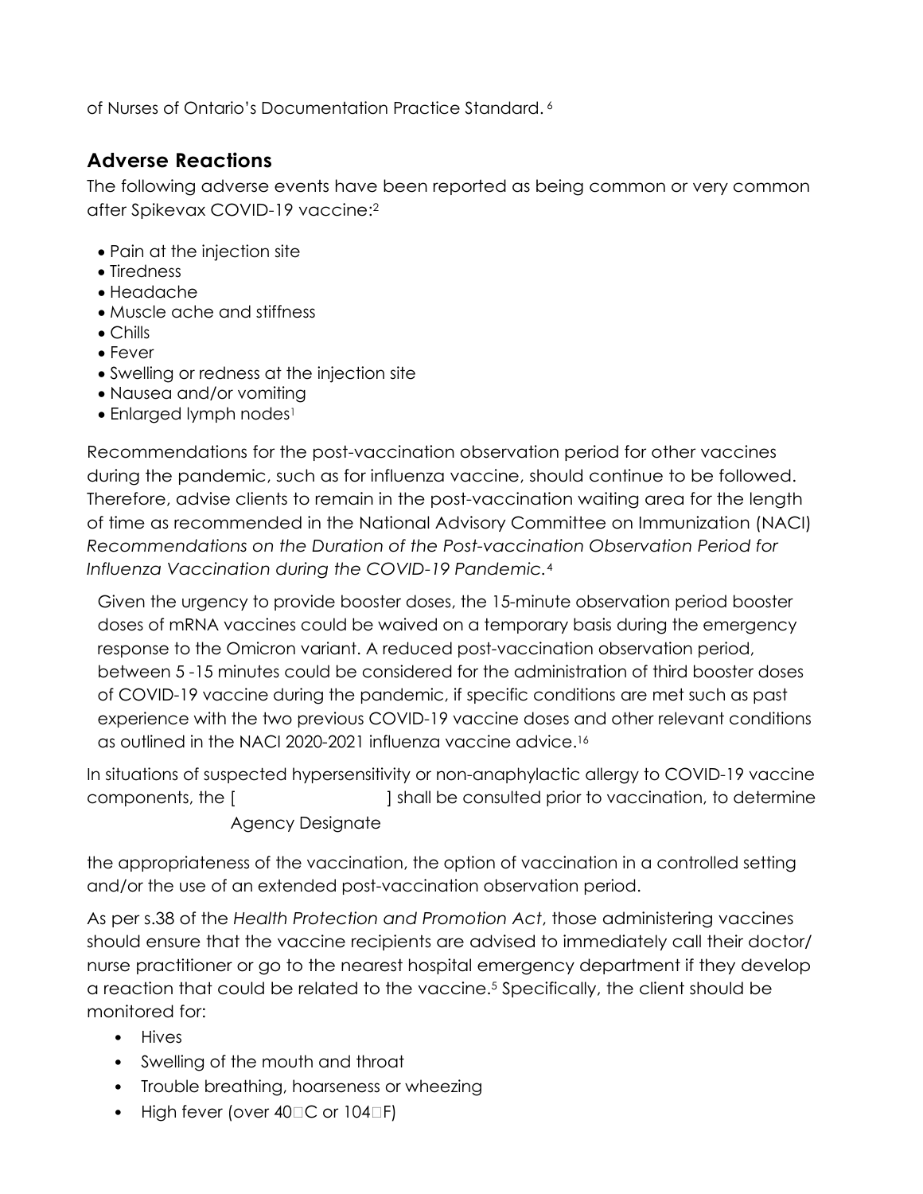of Nurses of Ontario's Documentation Practice Standard. [6]

## Adverse Reactions

The following adverse events have been reported as being common or very common after Spikevax COVID-19 vaccine:[2]

- Pain at the injection site
- Tiredness
- Headache
- Muscle ache and stiffness
- Chills
- Fever
- Swelling or redness at the injection site
- Nausea and/or vomiting
- Enlarged lymph nodes[1]

Recommendations for the post-vaccination observation period for other vaccines during the pandemic, such as for influenza vaccine, should continue to be followed. Therefore, advise clients to remain in the post-vaccination waiting area for the length of time as recommended in the National Advisory Committee on Immunization (NACI) *Recommendations on the Duration of the Post-vaccination Observation Period for Influenza Vaccination during the COVID-19 Pandemic*.[4]

> Given the urgency to provide booster doses, the 15-minute observation period booster doses of mRNA vaccines could be waived on a temporary basis during the emergency response to the Omicron variant. A reduced post-vaccination observation period, between 5 -15 minutes could be considered for the administration of third booster doses of COVID-19 vaccine during the pandemic, if specific conditions are met such as past experience with the two previous COVID-19 vaccine doses and other relevant conditions as outlined in the NACI 2020-2021 influenza vaccine advice.[16]

In situations of suspected hypersensitivity or non-anaphylactic allergy to COVID-19 vaccine components, the [ Agency Designate ] shall be consulted prior to vaccination, to determine the appropriateness of the vaccination, the option of vaccination in a controlled setting and/or the use of an extended post-vaccination observation period.

As per s.38 of the *Health Protection and Promotion Act*, those administering vaccines should ensure that the vaccine recipients are advised to immediately call their doctor/ nurse practitioner or go to the nearest hospital emergency department if they develop a reaction that could be related to the vaccine.[5] Specifically, the client should be monitored for:

- Hives
- Swelling of the mouth and throat
- Trouble breathing, hoarseness or wheezing
- High fever (over 40°C or 104°F)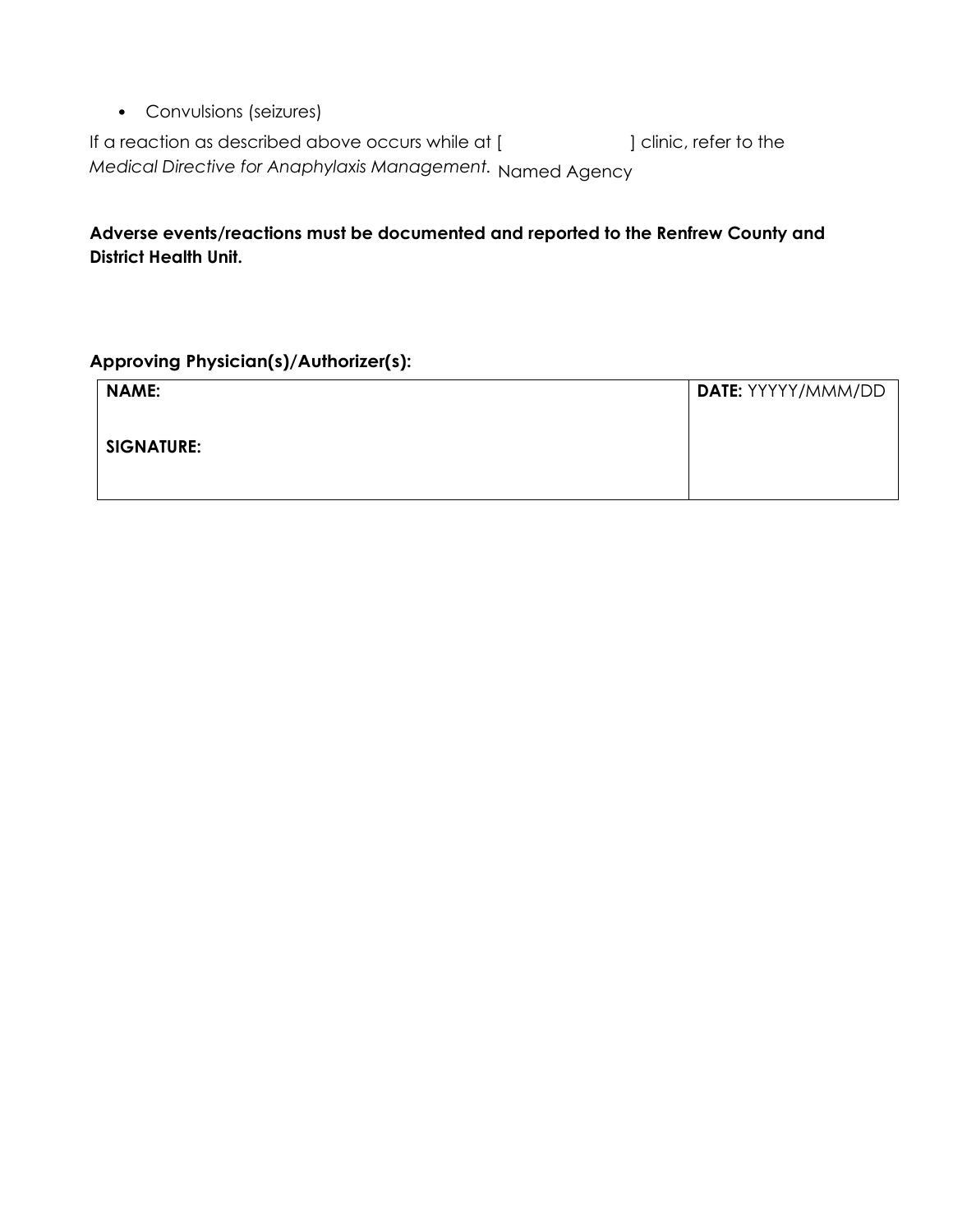- Convulsions (seizures)

If a reaction as described above occurs while at [ Named Agency ] clinic, refer to the *Medical Directive for Anaphylaxis Management.*

**Adverse events/reactions must be documented and reported to the Renfrew County and District Health Unit.**

**Approving Physician(s)/Authorizer(s):**

| | |
|---|---|
| **NAME:**<br><br>**SIGNATURE:** | **DATE:** YYYYY/MMM/DD |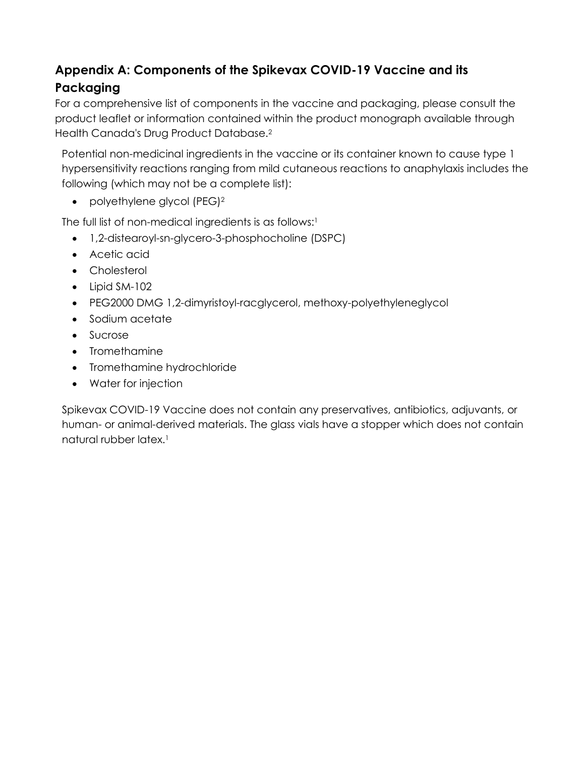## Appendix A: Components of the Spikevax COVID-19 Vaccine and its Packaging

For a comprehensive list of components in the vaccine and packaging, please consult the product leaflet or information contained within the product monograph available through Health Canada's Drug Product Database.[2]

Potential non-medicinal ingredients in the vaccine or its container known to cause type 1 hypersensitivity reactions ranging from mild cutaneous reactions to anaphylaxis includes the following (which may not be a complete list):

- polyethylene glycol (PEG)[2]

The full list of non-medical ingredients is as follows:[1]

- 1,2-distearoyl-sn-glycero-3-phosphocholine (DSPC)
- Acetic acid
- Cholesterol
- Lipid SM-102
- PEG2000 DMG 1,2-dimyristoyl-racglycerol, methoxy-polyethyleneglycol
- Sodium acetate
- Sucrose
- Tromethamine
- Tromethamine hydrochloride
- Water for injection

Spikevax COVID-19 Vaccine does not contain any preservatives, antibiotics, adjuvants, or human- or animal-derived materials. The glass vials have a stopper which does not contain natural rubber latex.[1]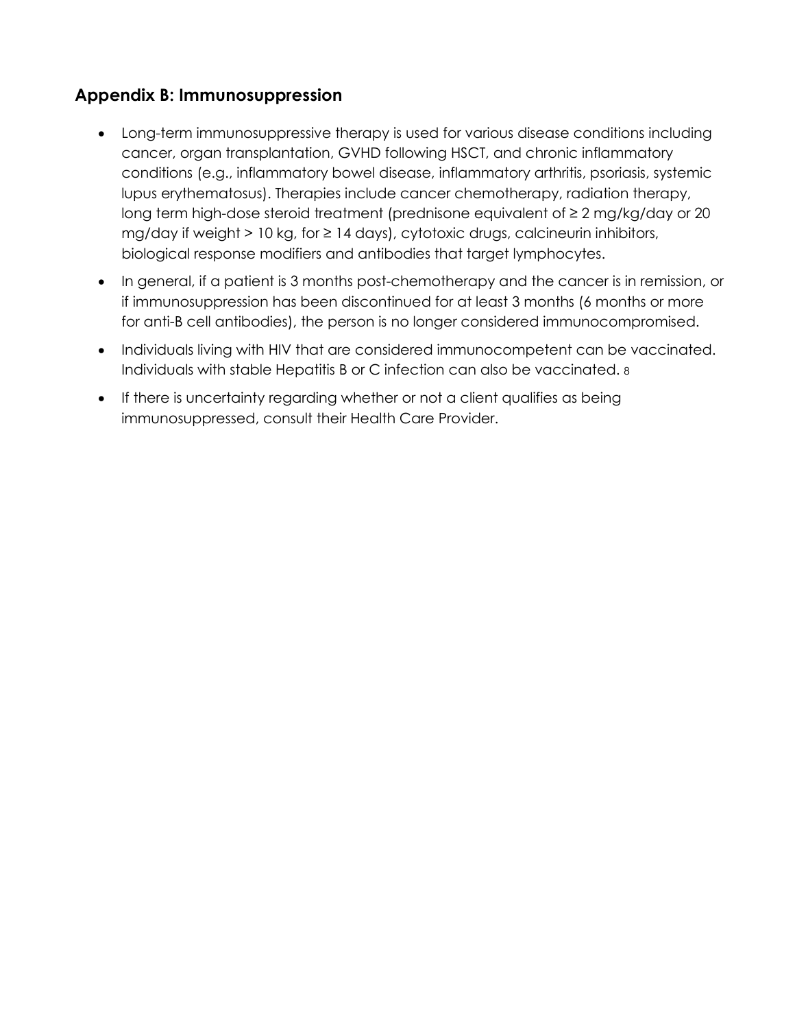## Appendix B: Immunosuppression

- Long-term immunosuppressive therapy is used for various disease conditions including cancer, organ transplantation, GVHD following HSCT, and chronic inflammatory conditions (e.g., inflammatory bowel disease, inflammatory arthritis, psoriasis, systemic lupus erythematosus). Therapies include cancer chemotherapy, radiation therapy, long term high-dose steroid treatment (prednisone equivalent of ≥ 2 mg/kg/day or 20 mg/day if weight > 10 kg, for ≥ 14 days), cytotoxic drugs, calcineurin inhibitors, biological response modifiers and antibodies that target lymphocytes.
- In general, if a patient is 3 months post-chemotherapy and the cancer is in remission, or if immunosuppression has been discontinued for at least 3 months (6 months or more for anti-B cell antibodies), the person is no longer considered immunocompromised.
- Individuals living with HIV that are considered immunocompetent can be vaccinated. Individuals with stable Hepatitis B or C infection can also be vaccinated. [8]
- If there is uncertainty regarding whether or not a client qualifies as being immunosuppressed, consult their Health Care Provider.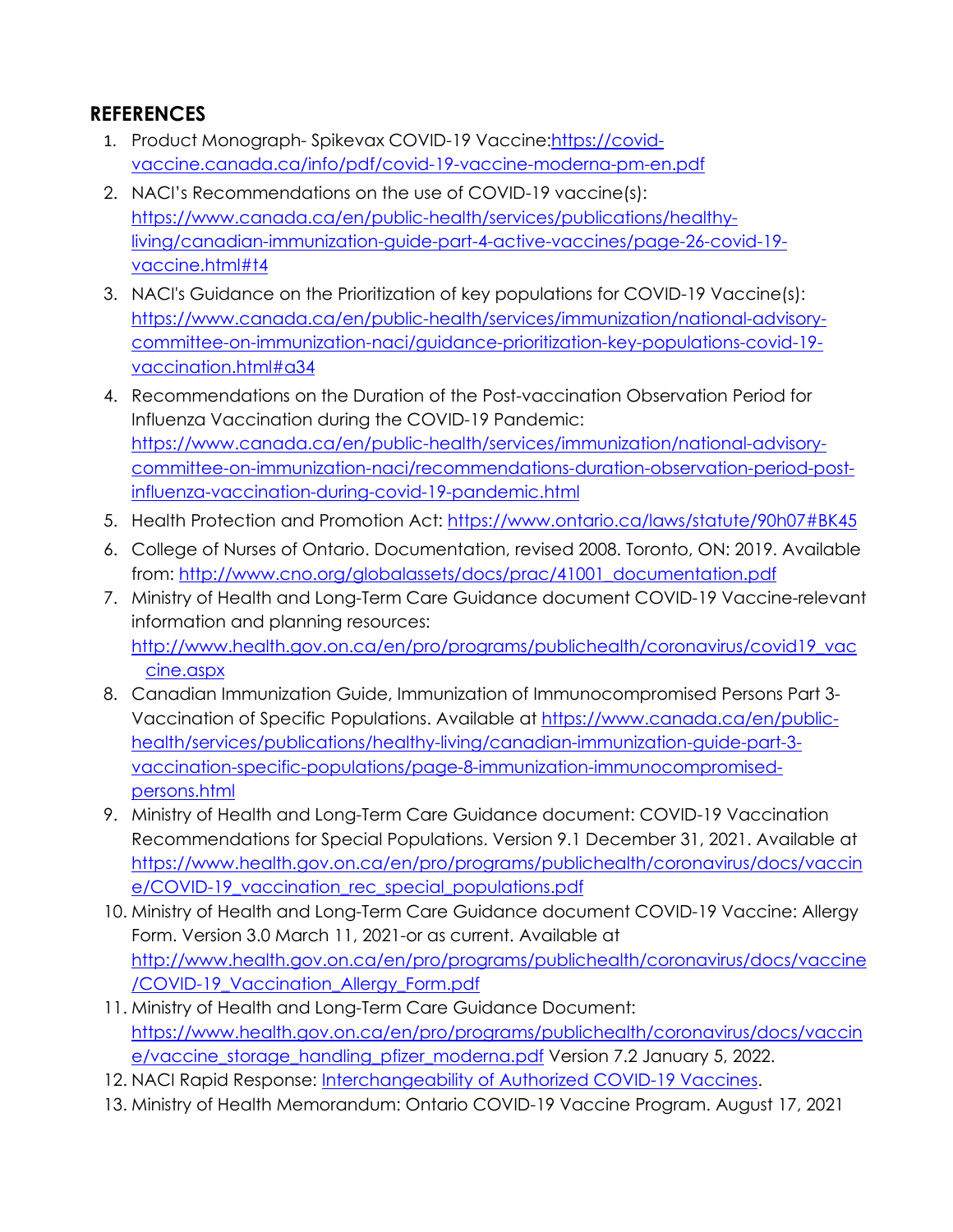## REFERENCES

1. Product Monograph- Spikevax COVID-19 Vaccine:https://covid-vaccine.canada.ca/info/pdf/covid-19-vaccine-moderna-pm-en.pdf
2. NACI's Recommendations on the use of COVID-19 vaccine(s): https://www.canada.ca/en/public-health/services/publications/healthy-living/canadian-immunization-guide-part-4-active-vaccines/page-26-covid-19-vaccine.html#t4
3. NACI's Guidance on the Prioritization of key populations for COVID-19 Vaccine(s): https://www.canada.ca/en/public-health/services/immunization/national-advisory-committee-on-immunization-naci/guidance-prioritization-key-populations-covid-19-vaccination.html#a34
4. Recommendations on the Duration of the Post-vaccination Observation Period for Influenza Vaccination during the COVID-19 Pandemic: https://www.canada.ca/en/public-health/services/immunization/national-advisory-committee-on-immunization-naci/recommendations-duration-observation-period-post-influenza-vaccination-during-covid-19-pandemic.html
5. Health Protection and Promotion Act: https://www.ontario.ca/laws/statute/90h07#BK45
6. College of Nurses of Ontario. Documentation, revised 2008. Toronto, ON: 2019. Available from: http://www.cno.org/globalassets/docs/prac/41001_documentation.pdf
7. Ministry of Health and Long-Term Care Guidance document COVID-19 Vaccine-relevant information and planning resources: http://www.health.gov.on.ca/en/pro/programs/publichealth/coronavirus/covid19_vaccine.aspx
8. Canadian Immunization Guide, Immunization of Immunocompromised Persons Part 3- Vaccination of Specific Populations. Available at https://www.canada.ca/en/public-health/services/publications/healthy-living/canadian-immunization-guide-part-3-vaccination-specific-populations/page-8-immunization-immunocompromised-persons.html
9. Ministry of Health and Long-Term Care Guidance document: COVID-19 Vaccination Recommendations for Special Populations. Version 9.1 December 31, 2021. Available at https://www.health.gov.on.ca/en/pro/programs/publichealth/coronavirus/docs/vaccine/COVID-19_vaccination_rec_special_populations.pdf
10. Ministry of Health and Long-Term Care Guidance document COVID-19 Vaccine: Allergy Form. Version 3.0 March 11, 2021-or as current. Available at http://www.health.gov.on.ca/en/pro/programs/publichealth/coronavirus/docs/vaccine/COVID-19_Vaccination_Allergy_Form.pdf
11. Ministry of Health and Long-Term Care Guidance Document: https://www.health.gov.on.ca/en/pro/programs/publichealth/coronavirus/docs/vaccine/vaccine_storage_handling_pfizer_moderna.pdf Version 7.2 January 5, 2022.
12. NACI Rapid Response: Interchangeability of Authorized COVID-19 Vaccines.
13. Ministry of Health Memorandum: Ontario COVID-19 Vaccine Program. August 17, 2021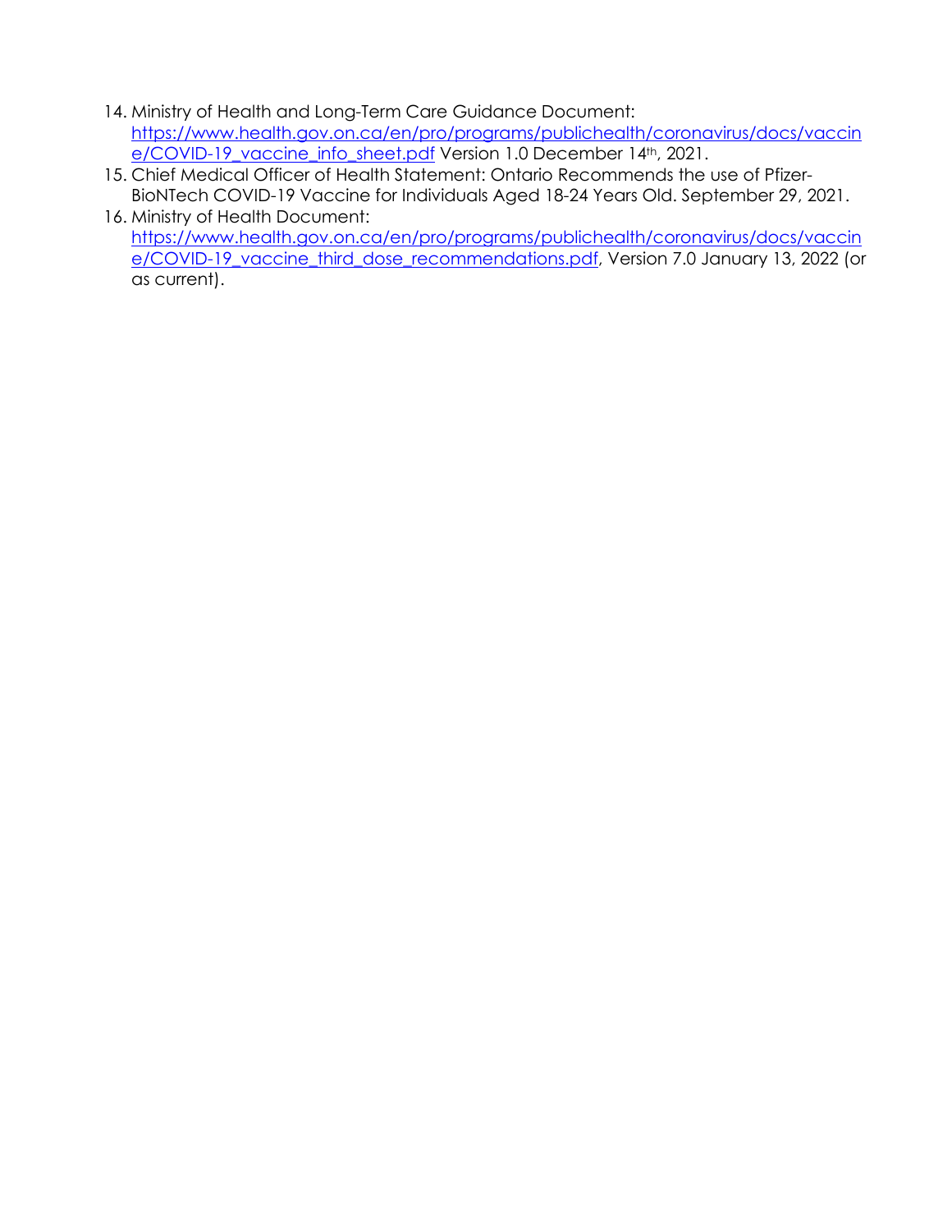14. Ministry of Health and Long-Term Care Guidance Document: https://www.health.gov.on.ca/en/pro/programs/publichealth/coronavirus/docs/vaccine/COVID-19_vaccine_info_sheet.pdf Version 1.0 December 14th, 2021.
15. Chief Medical Officer of Health Statement: Ontario Recommends the use of Pfizer-BioNTech COVID-19 Vaccine for Individuals Aged 18-24 Years Old. September 29, 2021.
16. Ministry of Health Document: https://www.health.gov.on.ca/en/pro/programs/publichealth/coronavirus/docs/vaccine/COVID-19_vaccine_third_dose_recommendations.pdf, Version 7.0 January 13, 2022 (or as current).